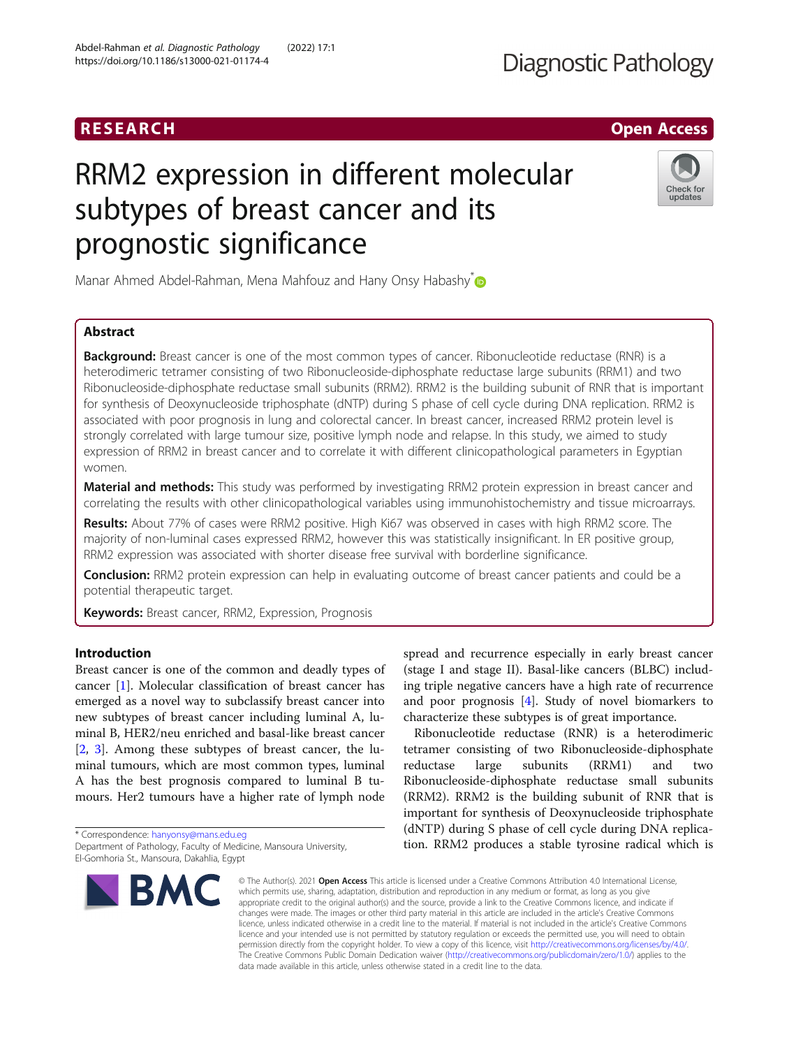RESEARCH | Open Access

# RRM2 expression in different molecular subtypes of breast cancer and its prognostic significance

Manar Ahmed Abdel-Rahman, Mena Mahfouz and Hany Onsy Habashy*

## Abstract

**Background:** Breast cancer is one of the most common types of cancer. Ribonucleotide reductase (RNR) is a heterodimeric tetramer consisting of two Ribonucleoside-diphosphate reductase large subunits (RRM1) and two Ribonucleoside-diphosphate reductase small subunits (RRM2). RRM2 is the building subunit of RNR that is important for synthesis of Deoxynucleoside triphosphate (dNTP) during S phase of cell cycle during DNA replication. RRM2 is associated with poor prognosis in lung and colorectal cancer. In breast cancer, increased RRM2 protein level is strongly correlated with large tumour size, positive lymph node and relapse. In this study, we aimed to study expression of RRM2 in breast cancer and to correlate it with different clinicopathological parameters in Egyptian women.

**Material and methods:** This study was performed by investigating RRM2 protein expression in breast cancer and correlating the results with other clinicopathological variables using immunohistochemistry and tissue microarrays.

**Results:** About 77% of cases were RRM2 positive. High Ki67 was observed in cases with high RRM2 score. The majority of non-luminal cases expressed RRM2, however this was statistically insignificant. In ER positive group, RRM2 expression was associated with shorter disease free survival with borderline significance.

**Conclusion:** RRM2 protein expression can help in evaluating outcome of breast cancer patients and could be a potential therapeutic target.

**Keywords:** Breast cancer, RRM2, Expression, Prognosis

## Introduction

Breast cancer is one of the common and deadly types of cancer [1]. Molecular classification of breast cancer has emerged as a novel way to subclassify breast cancer into new subtypes of breast cancer including luminal A, luminal B, HER2/neu enriched and basal-like breast cancer [2, 3]. Among these subtypes of breast cancer, the luminal tumours, which are most common types, luminal A has the best prognosis compared to luminal B tumours. Her2 tumours have a higher rate of lymph node spread and recurrence especially in early breast cancer (stage I and stage II). Basal-like cancers (BLBC) including triple negative cancers have a high rate of recurrence and poor prognosis [4]. Study of novel biomarkers to characterize these subtypes is of great importance.

Ribonucleotide reductase (RNR) is a heterodimeric tetramer consisting of two Ribonucleoside-diphosphate reductase large subunits (RRM1) and two Ribonucleoside-diphosphate reductase small subunits (RRM2). RRM2 is the building subunit of RNR that is important for synthesis of Deoxynucleoside triphosphate (dNTP) during S phase of cell cycle during DNA replication. RRM2 produces a stable tyrosine radical which is

* Correspondence: hanyonsy@mans.edu.eg
Department of Pathology, Faculty of Medicine, Mansoura University, El-Gomhoria St., Mansoura, Dakahlia, Egypt

© The Author(s). 2021 **Open Access** This article is licensed under a Creative Commons Attribution 4.0 International License, which permits use, sharing, adaptation, distribution and reproduction in any medium or format, as long as you give appropriate credit to the original author(s) and the source, provide a link to the Creative Commons licence, and indicate if changes were made. The images or other third party material in this article are included in the article's Creative Commons licence, unless indicated otherwise in a credit line to the material. If material is not included in the article's Creative Commons licence and your intended use is not permitted by statutory regulation or exceeds the permitted use, you will need to obtain permission directly from the copyright holder. To view a copy of this licence, visit http://creativecommons.org/licenses/by/4.0/. The Creative Commons Public Domain Dedication waiver (http://creativecommons.org/publicdomain/zero/1.0/) applies to the data made available in this article, unless otherwise stated in a credit line to the data.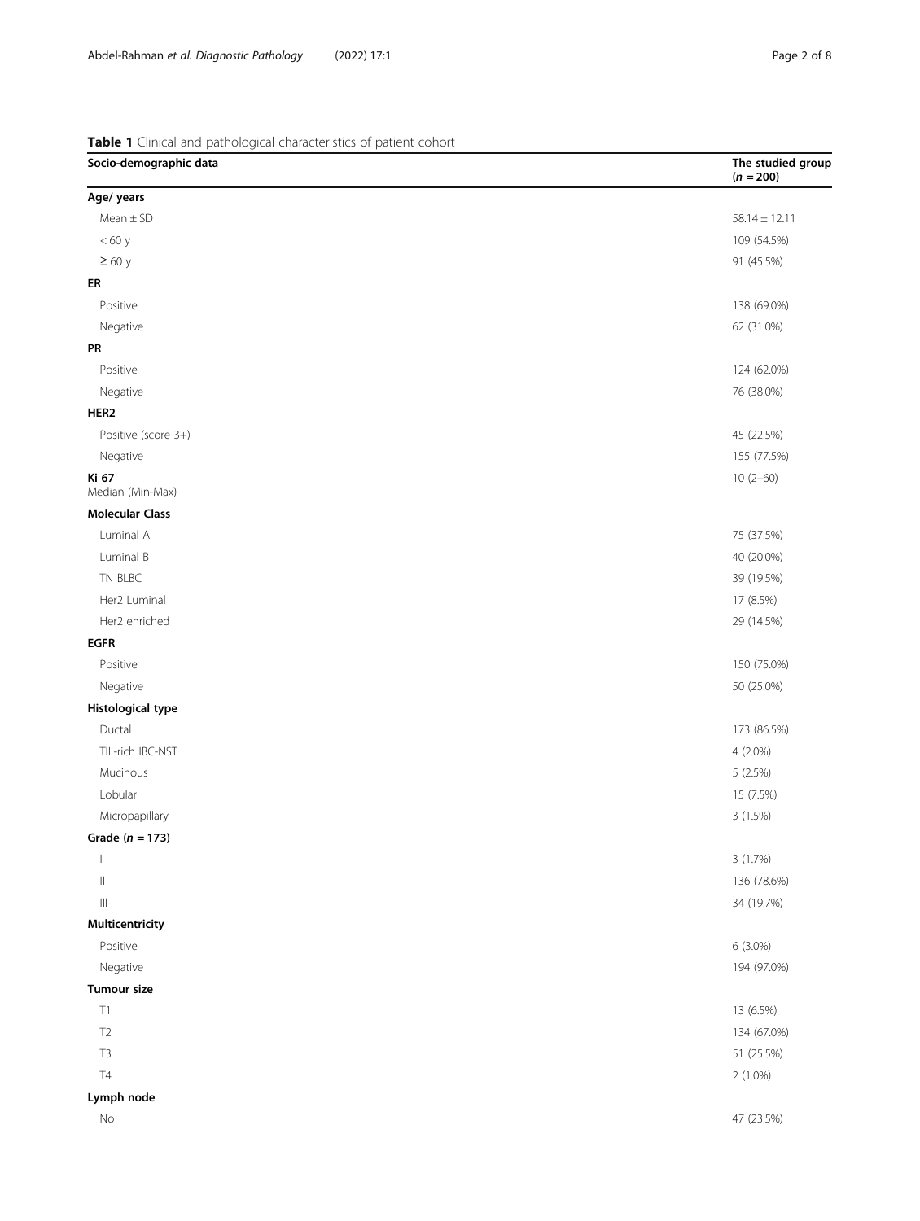**Table 1** Clinical and pathological characteristics of patient cohort

| Socio-demographic data | The studied group ($n$ = 200) |
|---|---|
| **Age/ years** | |
| Mean ± SD | 58.14 ± 12.11 |
| < 60 y | 109 (54.5%) |
| ≥ 60 y | 91 (45.5%) |
| **ER** | |
| Positive | 138 (69.0%) |
| Negative | 62 (31.0%) |
| **PR** | |
| Positive | 124 (62.0%) |
| Negative | 76 (38.0%) |
| **HER2** | |
| Positive (score 3+) | 45 (22.5%) |
| Negative | 155 (77.5%) |
| **Ki 67** Median (Min-Max) | 10 (2–60) |
| **Molecular Class** | |
| Luminal A | 75 (37.5%) |
| Luminal B | 40 (20.0%) |
| TN BLBC | 39 (19.5%) |
| Her2 Luminal | 17 (8.5%) |
| Her2 enriched | 29 (14.5%) |
| **EGFR** | |
| Positive | 150 (75.0%) |
| Negative | 50 (25.0%) |
| **Histological type** | |
| Ductal | 173 (86.5%) |
| TIL-rich IBC-NST | 4 (2.0%) |
| Mucinous | 5 (2.5%) |
| Lobular | 15 (7.5%) |
| Micropapillary | 3 (1.5%) |
| **Grade ($n$ = 173)** | |
| I | 3 (1.7%) |
| II | 136 (78.6%) |
| III | 34 (19.7%) |
| **Multicentricity** | |
| Positive | 6 (3.0%) |
| Negative | 194 (97.0%) |
| **Tumour size** | |
| T1 | 13 (6.5%) |
| T2 | 134 (67.0%) |
| T3 | 51 (25.5%) |
| T4 | 2 (1.0%) |
| **Lymph node** | |
| No | 47 (23.5%) |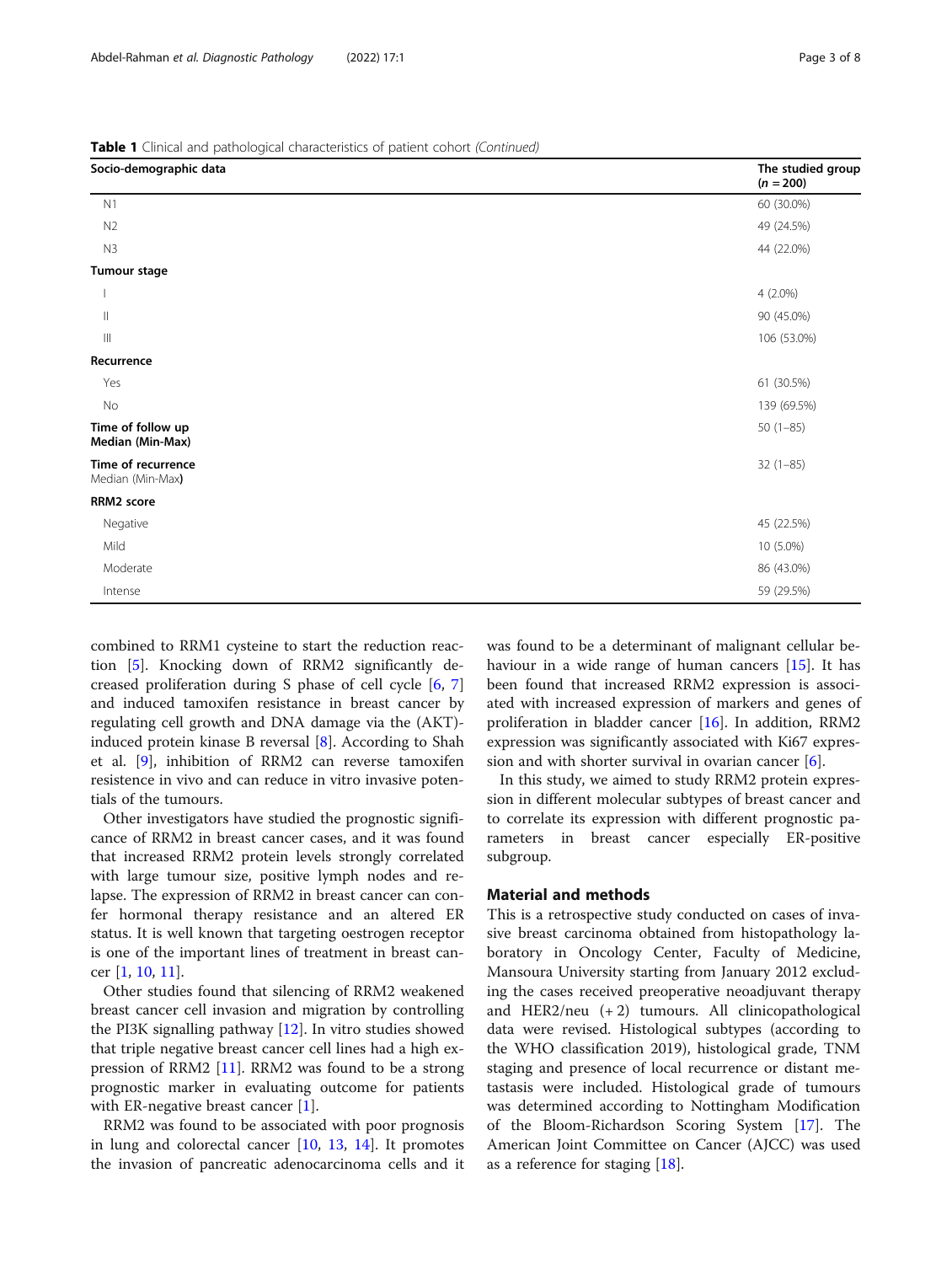**Table 1** Clinical and pathological characteristics of patient cohort *(Continued)*

| Socio-demographic data | The studied group (*n* = 200) |
| --- | --- |
| N1 | 60 (30.0%) |
| N2 | 49 (24.5%) |
| N3 | 44 (22.0%) |
| **Tumour stage** | |
| I | 4 (2.0%) |
| II | 90 (45.0%) |
| III | 106 (53.0%) |
| **Recurrence** | |
| Yes | 61 (30.5%) |
| No | 139 (69.5%) |
| **Time of follow up Median (Min-Max)** | 50 (1–85) |
| **Time of recurrence** Median (Min-Max) | 32 (1–85) |
| **RRM2 score** | |
| Negative | 45 (22.5%) |
| Mild | 10 (5.0%) |
| Moderate | 86 (43.0%) |
| Intense | 59 (29.5%) |

combined to RRM1 cysteine to start the reduction reaction [5]. Knocking down of RRM2 significantly decreased proliferation during S phase of cell cycle [6, 7] and induced tamoxifen resistance in breast cancer by regulating cell growth and DNA damage via the (AKT)-induced protein kinase B reversal [8]. According to Shah et al. [9], inhibition of RRM2 can reverse tamoxifen resistence in vivo and can reduce in vitro invasive potentials of the tumours.

Other investigators have studied the prognostic significance of RRM2 in breast cancer cases, and it was found that increased RRM2 protein levels strongly correlated with large tumour size, positive lymph nodes and relapse. The expression of RRM2 in breast cancer can confer hormonal therapy resistance and an altered ER status. It is well known that targeting oestrogen receptor is one of the important lines of treatment in breast cancer [1, 10, 11].

Other studies found that silencing of RRM2 weakened breast cancer cell invasion and migration by controlling the PI3K signalling pathway [12]. In vitro studies showed that triple negative breast cancer cell lines had a high expression of RRM2 [11]. RRM2 was found to be a strong prognostic marker in evaluating outcome for patients with ER-negative breast cancer [1].

RRM2 was found to be associated with poor prognosis in lung and colorectal cancer [10, 13, 14]. It promotes the invasion of pancreatic adenocarcinoma cells and it was found to be a determinant of malignant cellular behaviour in a wide range of human cancers [15]. It has been found that increased RRM2 expression is associated with increased expression of markers and genes of proliferation in bladder cancer [16]. In addition, RRM2 expression was significantly associated with Ki67 expression and with shorter survival in ovarian cancer [6].

In this study, we aimed to study RRM2 protein expression in different molecular subtypes of breast cancer and to correlate its expression with different prognostic parameters in breast cancer especially ER-positive subgroup.

## Material and methods

This is a retrospective study conducted on cases of invasive breast carcinoma obtained from histopathology laboratory in Oncology Center, Faculty of Medicine, Mansoura University starting from January 2012 excluding the cases received preoperative neoadjuvant therapy and HER2/neu (+2) tumours. All clinicopathological data were revised. Histological subtypes (according to the WHO classification 2019), histological grade, TNM staging and presence of local recurrence or distant metastasis were included. Histological grade of tumours was determined according to Nottingham Modification of the Bloom-Richardson Scoring System [17]. The American Joint Committee on Cancer (AJCC) was used as a reference for staging [18].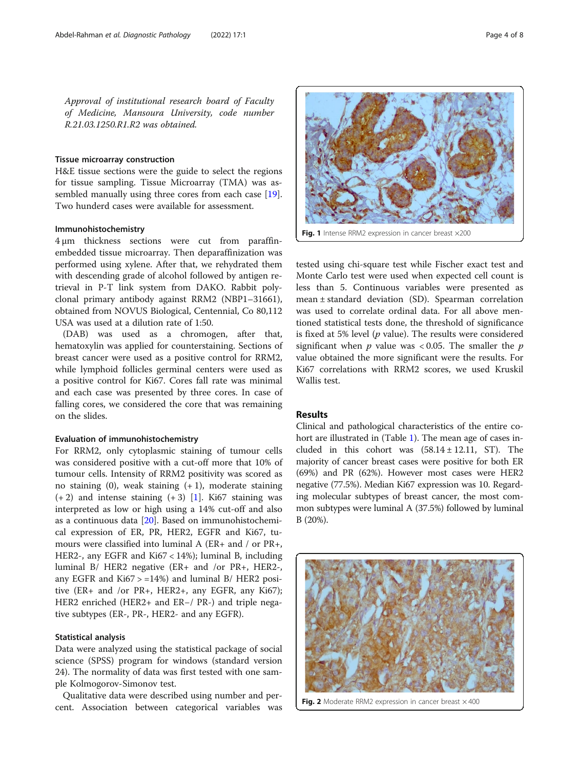*Approval of institutional research board of Faculty of Medicine, Mansoura University, code number R.21.03.1250.R1.R2 was obtained.*

### Tissue microarray construction

H&E tissue sections were the guide to select the regions for tissue sampling. Tissue Microarray (TMA) was assembled manually using three cores from each case [19]. Two hunderd cases were available for assessment.

### Immunohistochemistry

4 μm thickness sections were cut from paraffin-embedded tissue microarray. Then deparaffinization was performed using xylene. After that, we rehydrated them with descending grade of alcohol followed by antigen retrieval in P-T link system from DAKO. Rabbit polyclonal primary antibody against RRM2 (NBP1–31661), obtained from NOVUS Biological, Centennial, Co 80,112 USA was used at a dilution rate of 1:50.

(DAB) was used as a chromogen, after that, hematoxylin was applied for counterstaining. Sections of breast cancer were used as a positive control for RRM2, while lymphoid follicles germinal centers were used as a positive control for Ki67. Cores fall rate was minimal and each case was presented by three cores. In case of falling cores, we considered the core that was remaining on the slides.

### Evaluation of immunohistochemistry

For RRM2, only cytoplasmic staining of tumour cells was considered positive with a cut-off more that 10% of tumour cells. Intensity of RRM2 positivity was scored as no staining (0), weak staining (+ 1), moderate staining (+ 2) and intense staining (+ 3) [1]. Ki67 staining was interpreted as low or high using a 14% cut-off and also as a continuous data [20]. Based on immunohistochemical expression of ER, PR, HER2, EGFR and Ki67, tumours were classified into luminal A (ER+ and / or PR+, HER2-, any EGFR and Ki67 < 14%); luminal B, including luminal B/ HER2 negative (ER+ and /or PR+, HER2-, any EGFR and Ki67 > =14%) and luminal B/ HER2 positive (ER+ and /or PR+, HER2+, any EGFR, any Ki67); HER2 enriched (HER2+ and ER−/ PR-) and triple negative subtypes (ER-, PR-, HER2- and any EGFR).

### Statistical analysis

Data were analyzed using the statistical package of social science (SPSS) program for windows (standard version 24). The normality of data was first tested with one sample Kolmogorov-Simonov test.

Qualitative data were described using number and percent. Association between categorical variables was tested using chi-square test while Fischer exact test and Monte Carlo test were used when expected cell count is less than 5. Continuous variables were presented as mean ± standard deviation (SD). Spearman correlation was used to correlate ordinal data. For all above mentioned statistical tests done, the threshold of significance is fixed at 5% level ($p$ value). The results were considered significant when $p$ value was $< 0.05$. The smaller the $p$ value obtained the more significant were the results. For Ki67 correlations with RRM2 scores, we used Kruskil Wallis test.

Fig. 1 Intense RRM2 expression in cancer breast ×200

## Results

Clinical and pathological characteristics of the entire cohort are illustrated in (Table 1). The mean age of cases included in this cohort was (58.14 ± 12.11, ST). The majority of cancer breast cases were positive for both ER (69%) and PR (62%). However most cases were HER2 negative (77.5%). Median Ki67 expression was 10. Regarding molecular subtypes of breast cancer, the most common subtypes were luminal A (37.5%) followed by luminal B (20%).

Fig. 2 Moderate RRM2 expression in cancer breast × 400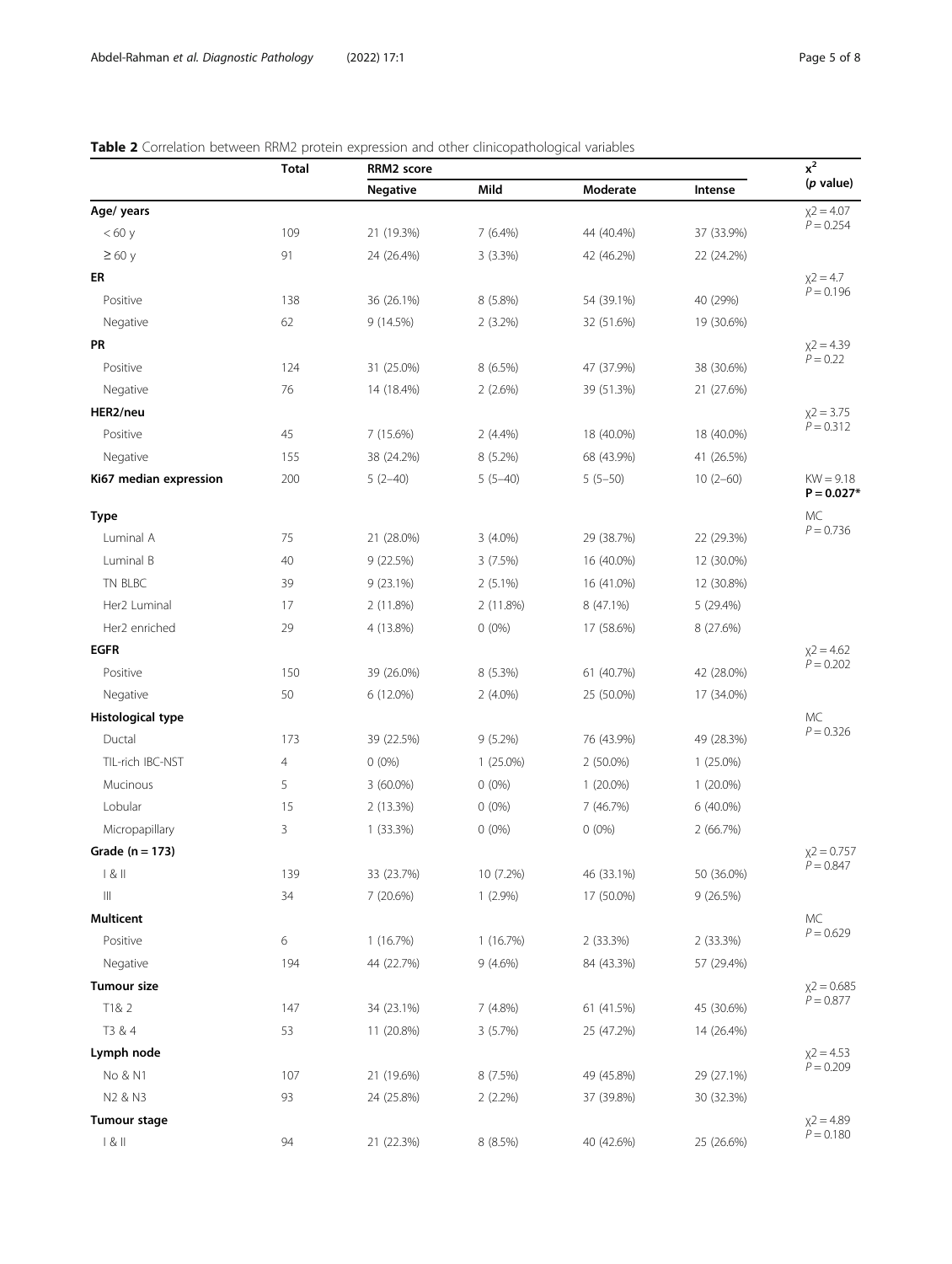**Table 2** Correlation between RRM2 protein expression and other clinicopathological variables

| | Total | RRM2 score | | | | $x^2$ (*p* value) |
|---|---|---|---|---|---|---|
| | | Negative | Mild | Moderate | Intense | |
| **Age/ years** | | | | | | $\chi 2 = 4.07$ $P = 0.254$ |
| < 60 y | 109 | 21 (19.3%) | 7 (6.4%) | 44 (40.4%) | 37 (33.9%) | |
| ≥ 60 y | 91 | 24 (26.4%) | 3 (3.3%) | 42 (46.2%) | 22 (24.2%) | |
| **ER** | | | | | | $\chi 2 = 4.7$ $P = 0.196$ |
| Positive | 138 | 36 (26.1%) | 8 (5.8%) | 54 (39.1%) | 40 (29%) | |
| Negative | 62 | 9 (14.5%) | 2 (3.2%) | 32 (51.6%) | 19 (30.6%) | |
| **PR** | | | | | | $\chi 2 = 4.39$ $P = 0.22$ |
| Positive | 124 | 31 (25.0%) | 8 (6.5%) | 47 (37.9%) | 38 (30.6%) | |
| Negative | 76 | 14 (18.4%) | 2 (2.6%) | 39 (51.3%) | 21 (27.6%) | |
| **HER2/neu** | | | | | | $\chi 2 = 3.75$ $P = 0.312$ |
| Positive | 45 | 7 (15.6%) | 2 (4.4%) | 18 (40.0%) | 18 (40.0%) | |
| Negative | 155 | 38 (24.2%) | 8 (5.2%) | 68 (43.9%) | 41 (26.5%) | |
| **Ki67 median expression** | 200 | 5 (2–40) | 5 (5–40) | 5 (5–50) | 10 (2–60) | KW = 9.18 **P = 0.027*** |
| **Type** | | | | | | MC $P = 0.736$ |
| Luminal A | 75 | 21 (28.0%) | 3 (4.0%) | 29 (38.7%) | 22 (29.3%) | |
| Luminal B | 40 | 9 (22.5%) | 3 (7.5%) | 16 (40.0%) | 12 (30.0%) | |
| TN BLBC | 39 | 9 (23.1%) | 2 (5.1%) | 16 (41.0%) | 12 (30.8%) | |
| Her2 Luminal | 17 | 2 (11.8%) | 2 (11.8%) | 8 (47.1%) | 5 (29.4%) | |
| Her2 enriched | 29 | 4 (13.8%) | 0 (0%) | 17 (58.6%) | 8 (27.6%) | |
| **EGFR** | | | | | | $\chi 2 = 4.62$ $P = 0.202$ |
| Positive | 150 | 39 (26.0%) | 8 (5.3%) | 61 (40.7%) | 42 (28.0%) | |
| Negative | 50 | 6 (12.0%) | 2 (4.0%) | 25 (50.0%) | 17 (34.0%) | |
| **Histological type** | | | | | | MC $P = 0.326$ |
| Ductal | 173 | 39 (22.5%) | 9 (5.2%) | 76 (43.9%) | 49 (28.3%) | |
| TIL-rich IBC-NST | 4 | 0 (0%) | 1 (25.0%) | 2 (50.0%) | 1 (25.0%) | |
| Mucinous | 5 | 3 (60.0%) | 0 (0%) | 1 (20.0%) | 1 (20.0%) | |
| Lobular | 15 | 2 (13.3%) | 0 (0%) | 7 (46.7%) | 6 (40.0%) | |
| Micropapillary | 3 | 1 (33.3%) | 0 (0%) | 0 (0%) | 2 (66.7%) | |
| **Grade (n = 173)** | | | | | | $\chi 2 = 0.757$ $P = 0.847$ |
| I & II | 139 | 33 (23.7%) | 10 (7.2%) | 46 (33.1%) | 50 (36.0%) | |
| III | 34 | 7 (20.6%) | 1 (2.9%) | 17 (50.0%) | 9 (26.5%) | |
| **Multicent** | | | | | | MC $P = 0.629$ |
| Positive | 6 | 1 (16.7%) | 1 (16.7%) | 2 (33.3%) | 2 (33.3%) | |
| Negative | 194 | 44 (22.7%) | 9 (4.6%) | 84 (43.3%) | 57 (29.4%) | |
| **Tumour size** | | | | | | $\chi 2 = 0.685$ $P = 0.877$ |
| T1& 2 | 147 | 34 (23.1%) | 7 (4.8%) | 61 (41.5%) | 45 (30.6%) | |
| T3 & 4 | 53 | 11 (20.8%) | 3 (5.7%) | 25 (47.2%) | 14 (26.4%) | |
| **Lymph node** | | | | | | $\chi 2 = 4.53$ $P = 0.209$ |
| No & N1 | 107 | 21 (19.6%) | 8 (7.5%) | 49 (45.8%) | 29 (27.1%) | |
| N2 & N3 | 93 | 24 (25.8%) | 2 (2.2%) | 37 (39.8%) | 30 (32.3%) | |
| **Tumour stage** | | | | | | $\chi 2 = 4.89$ $P = 0.180$ |
| I & II | 94 | 21 (22.3%) | 8 (8.5%) | 40 (42.6%) | 25 (26.6%) | |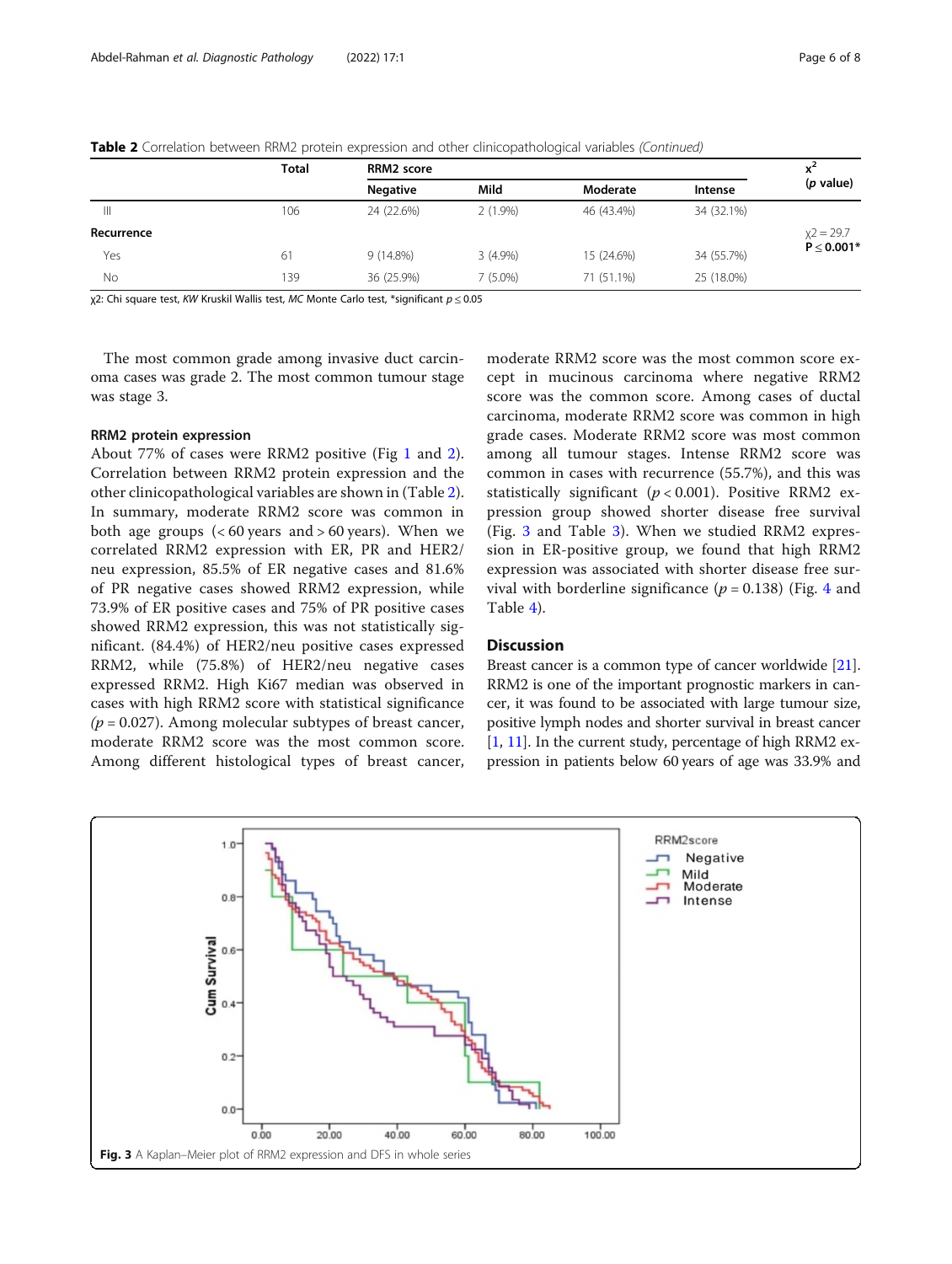**Table 2** Correlation between RRM2 protein expression and other clinicopathological variables *(Continued)*

| | Total | RRM2 score | | | | $x^2$ (*p* value) |
|---|---|---|---|---|---|---|
| | | Negative | Mild | Moderate | Intense | |
| III | 106 | 24 (22.6%) | 2 (1.9%) | 46 (43.4%) | 34 (32.1%) | |
| **Recurrence** | | | | | | $\chi2 = 29.7$ **P ≤ 0.001*** |
| Yes | 61 | 9 (14.8%) | 3 (4.9%) | 15 (24.6%) | 34 (55.7%) | |
| No | 139 | 36 (25.9%) | 7 (5.0%) | 71 (51.1%) | 25 (18.0%) | |

χ2: Chi square test, *KW* Kruskil Wallis test, *MC* Monte Carlo test, *significant $p \leq 0.05$

The most common grade among invasive duct carcinoma cases was grade 2. The most common tumour stage was stage 3.

### RRM2 protein expression

About 77% of cases were RRM2 positive (Fig 1 and 2). Correlation between RRM2 protein expression and the other clinicopathological variables are shown in (Table 2). In summary, moderate RRM2 score was common in both age groups (< 60 years and > 60 years). When we correlated RRM2 expression with ER, PR and HER2/neu expression, 85.5% of ER negative cases and 81.6% of PR negative cases showed RRM2 expression, while 73.9% of ER positive cases and 75% of PR positive cases showed RRM2 expression, this was not statistically significant. (84.4%) of HER2/neu positive cases expressed RRM2, while (75.8%) of HER2/neu negative cases expressed RRM2. High Ki67 median was observed in cases with high RRM2 score with statistical significance ($p = 0.027$). Among molecular subtypes of breast cancer, moderate RRM2 score was the most common score. Among different histological types of breast cancer, moderate RRM2 score was the most common score except in mucinous carcinoma where negative RRM2 score was the common score. Among cases of ductal carcinoma, moderate RRM2 score was common in high grade cases. Moderate RRM2 score was most common among all tumour stages. Intense RRM2 score was common in cases with recurrence (55.7%), and this was statistically significant ($p < 0.001$). Positive RRM2 expression group showed shorter disease free survival (Fig. 3 and Table 3). When we studied RRM2 expression in ER-positive group, we found that high RRM2 expression was associated with shorter disease free survival with borderline significance ($p = 0.138$) (Fig. 4 and Table 4).

## Discussion

Breast cancer is a common type of cancer worldwide [21]. RRM2 is one of the important prognostic markers in cancer, it was found to be associated with large tumour size, positive lymph nodes and shorter survival in breast cancer [1, 11]. In the current study, percentage of high RRM2 expression in patients below 60 years of age was 33.9% and

RRM2score
Negative
Mild
Moderate
Intense

Cum Survival
1.0
0.8
0.6
0.4
0.2
0.0
0.00
20.00
40.00
60.00
80.00
100.00

**Fig. 3** A Kaplan–Meier plot of RRM2 expression and DFS in whole series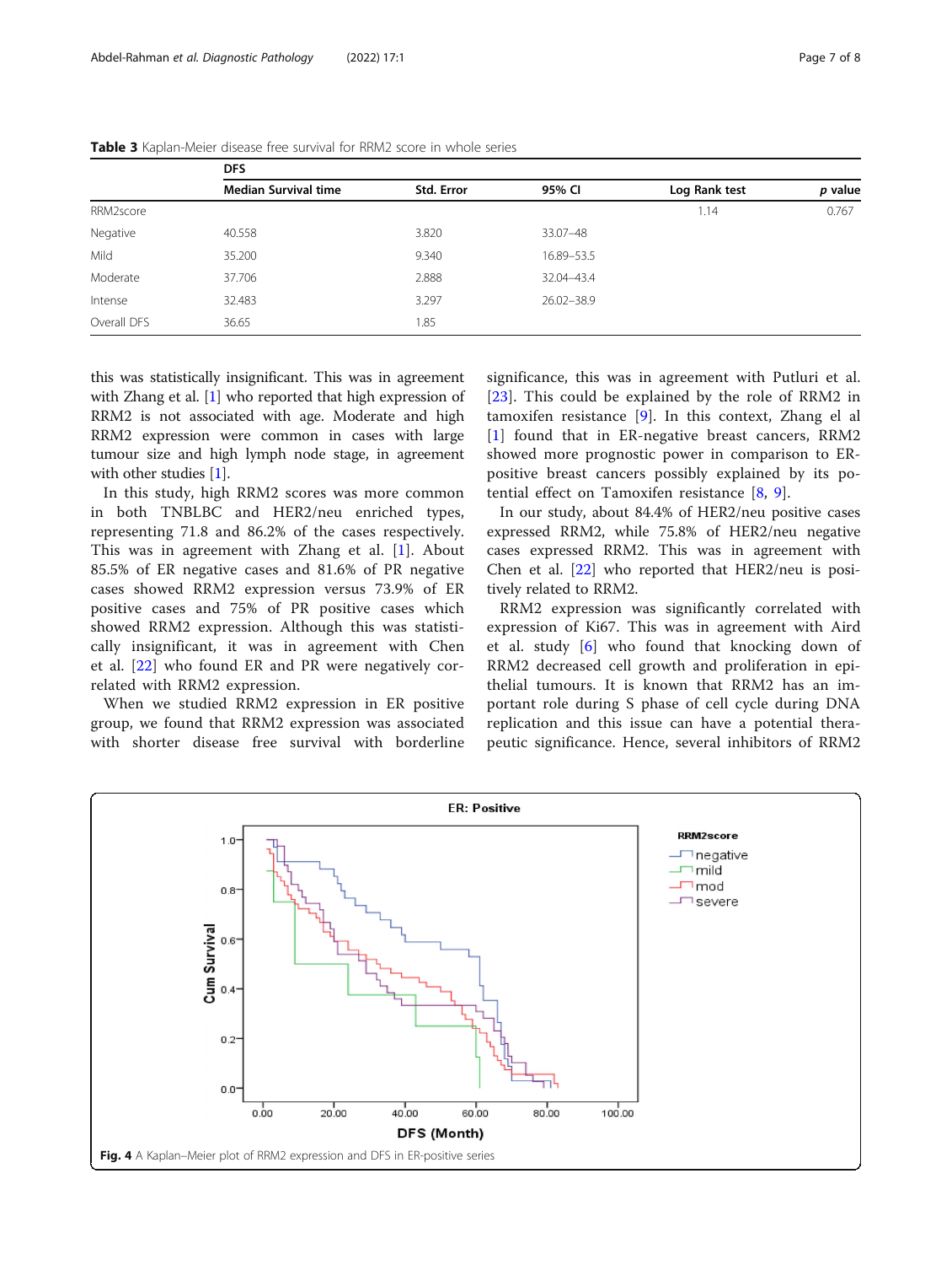**Table 3** Kaplan-Meier disease free survival for RRM2 score in whole series

| | DFS | | | | |
|---|---|---|---|---|---|
| | **Median Survival time** | **Std. Error** | **95% CI** | **Log Rank test** | ***p* value** |
| RRM2score | | | | 1.14 | 0.767 |
| Negative | 40.558 | 3.820 | 33.07–48 | | |
| Mild | 35.200 | 9.340 | 16.89–53.5 | | |
| Moderate | 37.706 | 2.888 | 32.04–43.4 | | |
| Intense | 32.483 | 3.297 | 26.02–38.9 | | |
| Overall DFS | 36.65 | 1.85 | | | |

this was statistically insignificant. This was in agreement with Zhang et al. [1] who reported that high expression of RRM2 is not associated with age. Moderate and high RRM2 expression were common in cases with large tumour size and high lymph node stage, in agreement with other studies [1].

In this study, high RRM2 scores was more common in both TNBLBC and HER2/neu enriched types, representing 71.8 and 86.2% of the cases respectively. This was in agreement with Zhang et al. [1]. About 85.5% of ER negative cases and 81.6% of PR negative cases showed RRM2 expression versus 73.9% of ER positive cases and 75% of PR positive cases which showed RRM2 expression. Although this was statistically insignificant, it was in agreement with Chen et al. [22] who found ER and PR were negatively correlated with RRM2 expression.

When we studied RRM2 expression in ER positive group, we found that RRM2 expression was associated with shorter disease free survival with borderline significance, this was in agreement with Putluri et al. [23]. This could be explained by the role of RRM2 in tamoxifen resistance [9]. In this context, Zhang el al [1] found that in ER-negative breast cancers, RRM2 showed more prognostic power in comparison to ER-positive breast cancers possibly explained by its potential effect on Tamoxifen resistance [8, 9].

In our study, about 84.4% of HER2/neu positive cases expressed RRM2, while 75.8% of HER2/neu negative cases expressed RRM2. This was in agreement with Chen et al. [22] who reported that HER2/neu is positively related to RRM2.

RRM2 expression was significantly correlated with expression of Ki67. This was in agreement with Aird et al. study [6] who found that knocking down of RRM2 decreased cell growth and proliferation in epithelial tumours. It is known that RRM2 has an important role during S phase of cell cycle during DNA replication and this issue can have a potential therapeutic significance. Hence, several inhibitors of RRM2

**Fig. 4** A Kaplan–Meier plot of RRM2 expression and DFS in ER-positive series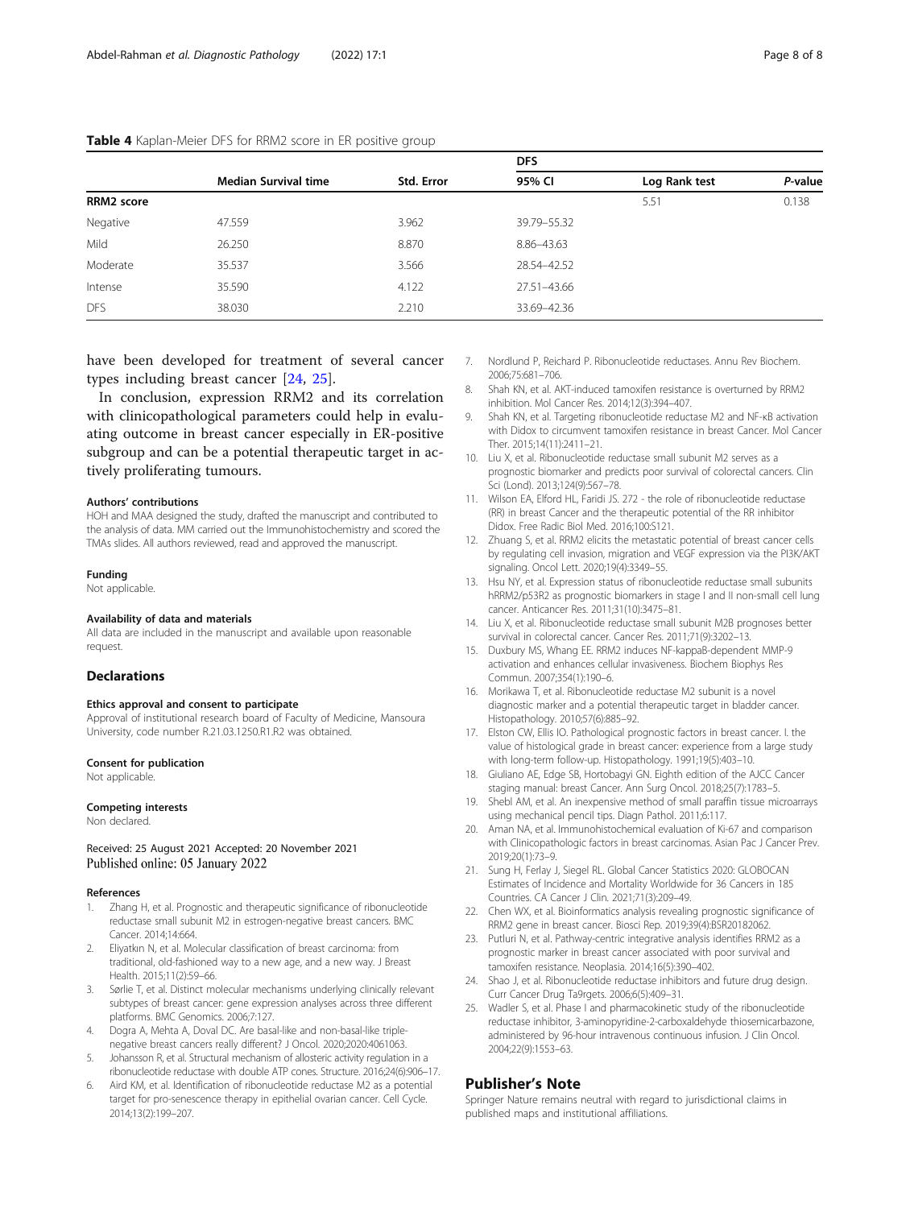**Table 4** Kaplan-Meier DFS for RRM2 score in ER positive group

| | DFS | | | | |
|---|---|---|---|---|---|
| | Median Survival time | Std. Error | 95% CI | Log Rank test | *P*-value |
| **RRM2 score** | | | | 5.51 | 0.138 |
| Negative | 47.559 | 3.962 | 39.79–55.32 | | |
| Mild | 26.250 | 8.870 | 8.86–43.63 | | |
| Moderate | 35.537 | 3.566 | 28.54–42.52 | | |
| Intense | 35.590 | 4.122 | 27.51–43.66 | | |
| DFS | 38.030 | 2.210 | 33.69–42.36 | | |

have been developed for treatment of several cancer types including breast cancer [24, 25].

In conclusion, expression RRM2 and its correlation with clinicopathological parameters could help in evaluating outcome in breast cancer especially in ER-positive subgroup and can be a potential therapeutic target in actively proliferating tumours.

#### Authors' contributions

HOH and MAA designed the study, drafted the manuscript and contributed to the analysis of data. MM carried out the Immunohistochemistry and scored the TMAs slides. All authors reviewed, read and approved the manuscript.

#### Funding

Not applicable.

#### Availability of data and materials

All data are included in the manuscript and available upon reasonable request.

## Declarations

#### Ethics approval and consent to participate

Approval of institutional research board of Faculty of Medicine, Mansoura University, code number R.21.03.1250.R1.R2 was obtained.

#### Consent for publication

Not applicable.

#### Competing interests

Non declared.

Received: 25 August 2021 Accepted: 20 November 2021
Published online: 05 January 2022

#### References

1. Zhang H, et al. Prognostic and therapeutic significance of ribonucleotide reductase small subunit M2 in estrogen-negative breast cancers. BMC Cancer. 2014;14:664.
2. Eliyatkın N, et al. Molecular classification of breast carcinoma: from traditional, old-fashioned way to a new age, and a new way. J Breast Health. 2015;11(2):59–66.
3. Sørlie T, et al. Distinct molecular mechanisms underlying clinically relevant subtypes of breast cancer: gene expression analyses across three different platforms. BMC Genomics. 2006;7:127.
4. Dogra A, Mehta A, Doval DC. Are basal-like and non-basal-like triple-negative breast cancers really different? J Oncol. 2020;2020:4061063.
5. Johansson R, et al. Structural mechanism of allosteric activity regulation in a ribonucleotide reductase with double ATP cones. Structure. 2016;24(6):906–17.
6. Aird KM, et al. Identification of ribonucleotide reductase M2 as a potential target for pro-senescence therapy in epithelial ovarian cancer. Cell Cycle. 2014;13(2):199–207.
7. Nordlund P, Reichard P. Ribonucleotide reductases. Annu Rev Biochem. 2006;75:681–706.
8. Shah KN, et al. AKT-induced tamoxifen resistance is overturned by RRM2 inhibition. Mol Cancer Res. 2014;12(3):394–407.
9. Shah KN, et al. Targeting ribonucleotide reductase M2 and NF-κB activation with Didox to circumvent tamoxifen resistance in breast Cancer. Mol Cancer Ther. 2015;14(11):2411–21.
10. Liu X, et al. Ribonucleotide reductase small subunit M2 serves as a prognostic biomarker and predicts poor survival of colorectal cancers. Clin Sci (Lond). 2013;124(9):567–78.
11. Wilson EA, Elford HL, Faridi JS. 272 - the role of ribonucleotide reductase (RR) in breast Cancer and the therapeutic potential of the RR inhibitor Didox. Free Radic Biol Med. 2016;100:S121.
12. Zhuang S, et al. RRM2 elicits the metastatic potential of breast cancer cells by regulating cell invasion, migration and VEGF expression via the PI3K/AKT signaling. Oncol Lett. 2020;19(4):3349–55.
13. Hsu NY, et al. Expression status of ribonucleotide reductase small subunits hRRM2/p53R2 as prognostic biomarkers in stage I and II non-small cell lung cancer. Anticancer Res. 2011;31(10):3475–81.
14. Liu X, et al. Ribonucleotide reductase small subunit M2B prognoses better survival in colorectal cancer. Cancer Res. 2011;71(9):3202–13.
15. Duxbury MS, Whang EE. RRM2 induces NF-kappaB-dependent MMP-9 activation and enhances cellular invasiveness. Biochem Biophys Res Commun. 2007;354(1):190–6.
16. Morikawa T, et al. Ribonucleotide reductase M2 subunit is a novel diagnostic marker and a potential therapeutic target in bladder cancer. Histopathology. 2010;57(6):885–92.
17. Elston CW, Ellis IO. Pathological prognostic factors in breast cancer. I. the value of histological grade in breast cancer: experience from a large study with long-term follow-up. Histopathology. 1991;19(5):403–10.
18. Giuliano AE, Edge SB, Hortobagyi GN. Eighth edition of the AJCC Cancer staging manual: breast Cancer. Ann Surg Oncol. 2018;25(7):1783–5.
19. Shebl AM, et al. An inexpensive method of small paraffin tissue microarrays using mechanical pencil tips. Diagn Pathol. 2011;6:117.
20. Aman NA, et al. Immunohistochemical evaluation of Ki-67 and comparison with Clinicopathologic factors in breast carcinomas. Asian Pac J Cancer Prev. 2019;20(1):73–9.
21. Sung H, Ferlay J, Siegel RL. Global Cancer Statistics 2020: GLOBOCAN Estimates of Incidence and Mortality Worldwide for 36 Cancers in 185 Countries. CA Cancer J Clin. 2021;71(3):209–49.
22. Chen WX, et al. Bioinformatics analysis revealing prognostic significance of RRM2 gene in breast cancer. Biosci Rep. 2019;39(4):BSR20182062.
23. Putluri N, et al. Pathway-centric integrative analysis identifies RRM2 as a prognostic marker in breast cancer associated with poor survival and tamoxifen resistance. Neoplasia. 2014;16(5):390–402.
24. Shao J, et al. Ribonucleotide reductase inhibitors and future drug design. Curr Cancer Drug Ta9rgets. 2006;6(5):409–31.
25. Wadler S, et al. Phase I and pharmacokinetic study of the ribonucleotide reductase inhibitor, 3-aminopyridine-2-carboxaldehyde thiosemicarbazone, administered by 96-hour intravenous continuous infusion. J Clin Oncol. 2004;22(9):1553–63.

## Publisher's Note

Springer Nature remains neutral with regard to jurisdictional claims in published maps and institutional affiliations.